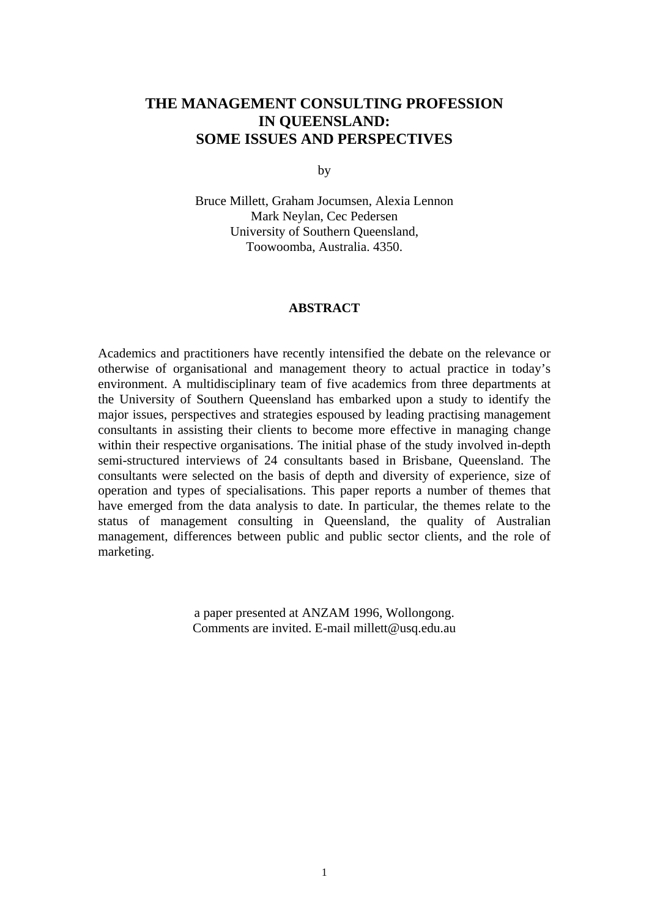# THE MANAGEMENT CONSULTING PROFESSION IN QUEENSLAND: SOME ISSUES AND PERSPECTIVES

by

Bruce Millett, Graham Jocumsen, Alexia Lennon
Mark Neylan, Cec Pedersen
University of Southern Queensland,
Toowoomba, Australia. 4350.

## ABSTRACT

Academics and practitioners have recently intensified the debate on the relevance or otherwise of organisational and management theory to actual practice in today's environment. A multidisciplinary team of five academics from three departments at the University of Southern Queensland has embarked upon a study to identify the major issues, perspectives and strategies espoused by leading practising management consultants in assisting their clients to become more effective in managing change within their respective organisations. The initial phase of the study involved in-depth semi-structured interviews of 24 consultants based in Brisbane, Queensland. The consultants were selected on the basis of depth and diversity of experience, size of operation and types of specialisations. This paper reports a number of themes that have emerged from the data analysis to date. In particular, the themes relate to the status of management consulting in Queensland, the quality of Australian management, differences between public and public sector clients, and the role of marketing.

a paper presented at ANZAM 1996, Wollongong.
Comments are invited. E-mail millett@usq.edu.au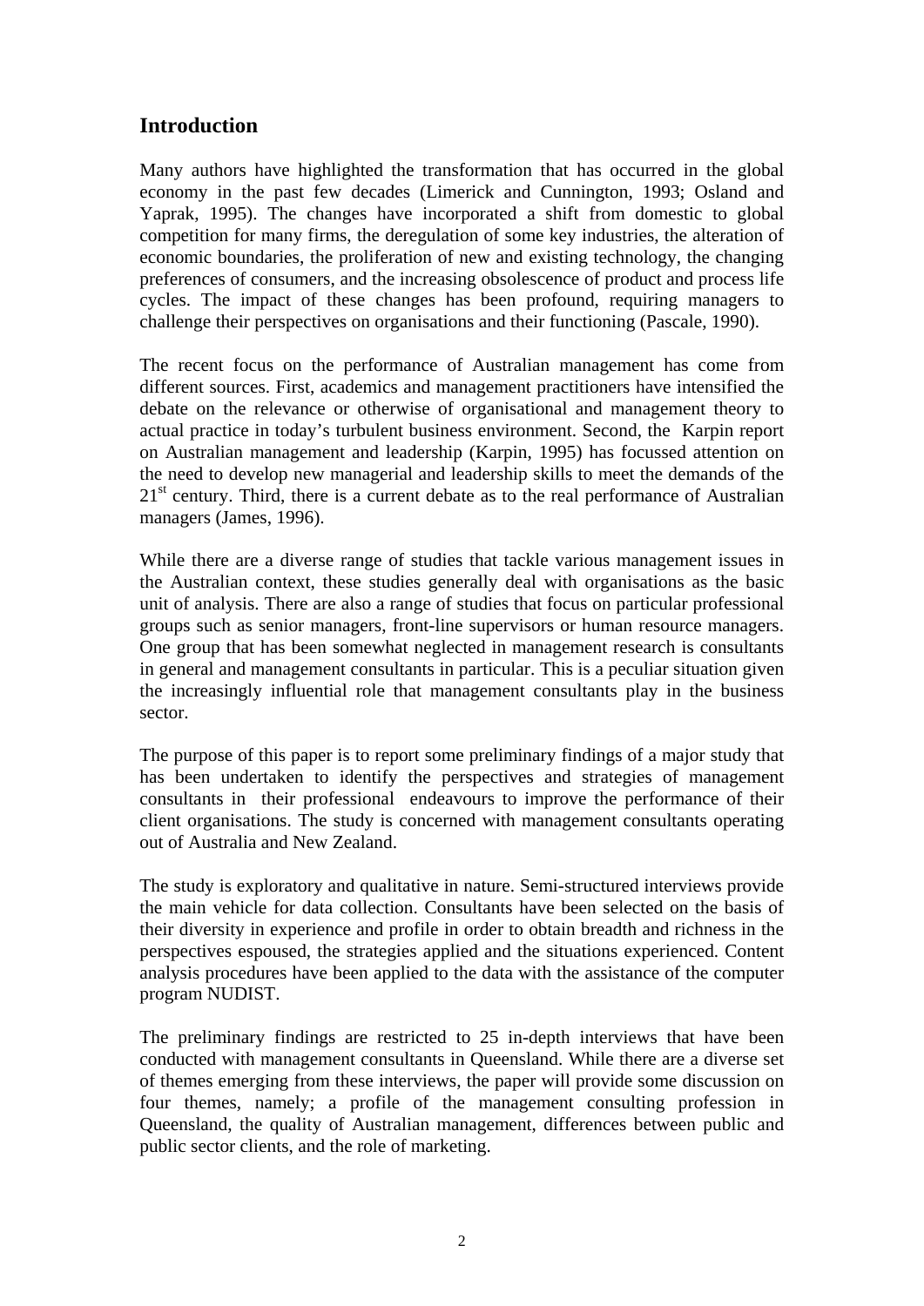## Introduction

Many authors have highlighted the transformation that has occurred in the global economy in the past few decades (Limerick and Cunnington, 1993; Osland and Yaprak, 1995). The changes have incorporated a shift from domestic to global competition for many firms, the deregulation of some key industries, the alteration of economic boundaries, the proliferation of new and existing technology, the changing preferences of consumers, and the increasing obsolescence of product and process life cycles. The impact of these changes has been profound, requiring managers to challenge their perspectives on organisations and their functioning (Pascale, 1990).

The recent focus on the performance of Australian management has come from different sources. First, academics and management practitioners have intensified the debate on the relevance or otherwise of organisational and management theory to actual practice in today's turbulent business environment. Second, the Karpin report on Australian management and leadership (Karpin, 1995) has focussed attention on the need to develop new managerial and leadership skills to meet the demands of the 21st century. Third, there is a current debate as to the real performance of Australian managers (James, 1996).

While there are a diverse range of studies that tackle various management issues in the Australian context, these studies generally deal with organisations as the basic unit of analysis. There are also a range of studies that focus on particular professional groups such as senior managers, front-line supervisors or human resource managers. One group that has been somewhat neglected in management research is consultants in general and management consultants in particular. This is a peculiar situation given the increasingly influential role that management consultants play in the business sector.

The purpose of this paper is to report some preliminary findings of a major study that has been undertaken to identify the perspectives and strategies of management consultants in their professional endeavours to improve the performance of their client organisations. The study is concerned with management consultants operating out of Australia and New Zealand.

The study is exploratory and qualitative in nature. Semi-structured interviews provide the main vehicle for data collection. Consultants have been selected on the basis of their diversity in experience and profile in order to obtain breadth and richness in the perspectives espoused, the strategies applied and the situations experienced. Content analysis procedures have been applied to the data with the assistance of the computer program NUDIST.

The preliminary findings are restricted to 25 in-depth interviews that have been conducted with management consultants in Queensland. While there are a diverse set of themes emerging from these interviews, the paper will provide some discussion on four themes, namely; a profile of the management consulting profession in Queensland, the quality of Australian management, differences between public and public sector clients, and the role of marketing.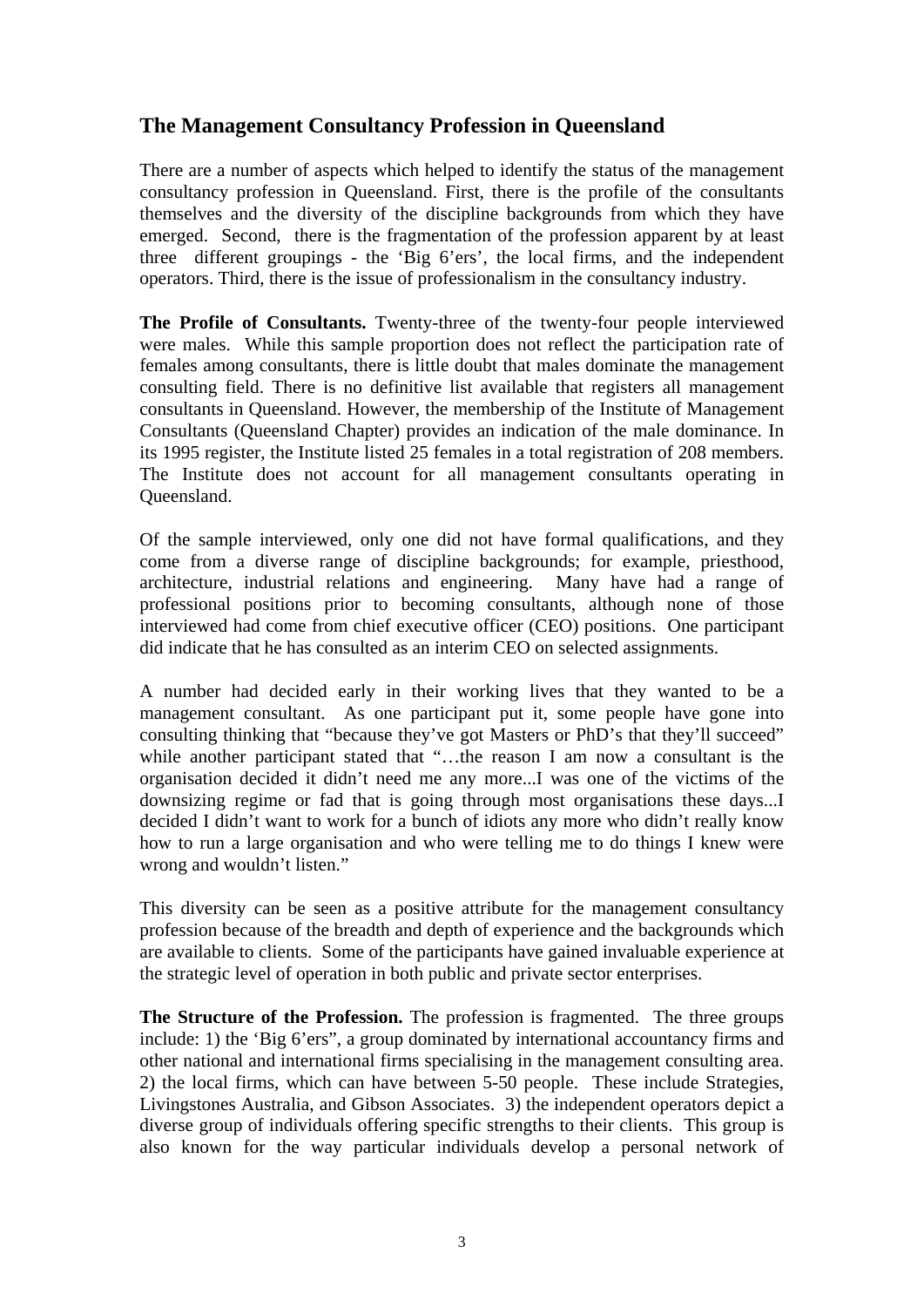## The Management Consultancy Profession in Queensland

There are a number of aspects which helped to identify the status of the management consultancy profession in Queensland. First, there is the profile of the consultants themselves and the diversity of the discipline backgrounds from which they have emerged. Second, there is the fragmentation of the profession apparent by at least three different groupings - the 'Big 6'ers', the local firms, and the independent operators. Third, there is the issue of professionalism in the consultancy industry.

**The Profile of Consultants.** Twenty-three of the twenty-four people interviewed were males. While this sample proportion does not reflect the participation rate of females among consultants, there is little doubt that males dominate the management consulting field. There is no definitive list available that registers all management consultants in Queensland. However, the membership of the Institute of Management Consultants (Queensland Chapter) provides an indication of the male dominance. In its 1995 register, the Institute listed 25 females in a total registration of 208 members. The Institute does not account for all management consultants operating in Queensland.

Of the sample interviewed, only one did not have formal qualifications, and they come from a diverse range of discipline backgrounds; for example, priesthood, architecture, industrial relations and engineering. Many have had a range of professional positions prior to becoming consultants, although none of those interviewed had come from chief executive officer (CEO) positions. One participant did indicate that he has consulted as an interim CEO on selected assignments.

A number had decided early in their working lives that they wanted to be a management consultant. As one participant put it, some people have gone into consulting thinking that "because they've got Masters or PhD's that they'll succeed" while another participant stated that "…the reason I am now a consultant is the organisation decided it didn't need me any more...I was one of the victims of the downsizing regime or fad that is going through most organisations these days...I decided I didn't want to work for a bunch of idiots any more who didn't really know how to run a large organisation and who were telling me to do things I knew were wrong and wouldn't listen."

This diversity can be seen as a positive attribute for the management consultancy profession because of the breadth and depth of experience and the backgrounds which are available to clients. Some of the participants have gained invaluable experience at the strategic level of operation in both public and private sector enterprises.

**The Structure of the Profession.** The profession is fragmented. The three groups include: 1) the 'Big 6'ers", a group dominated by international accountancy firms and other national and international firms specialising in the management consulting area. 2) the local firms, which can have between 5-50 people. These include Strategies, Livingstones Australia, and Gibson Associates. 3) the independent operators depict a diverse group of individuals offering specific strengths to their clients. This group is also known for the way particular individuals develop a personal network of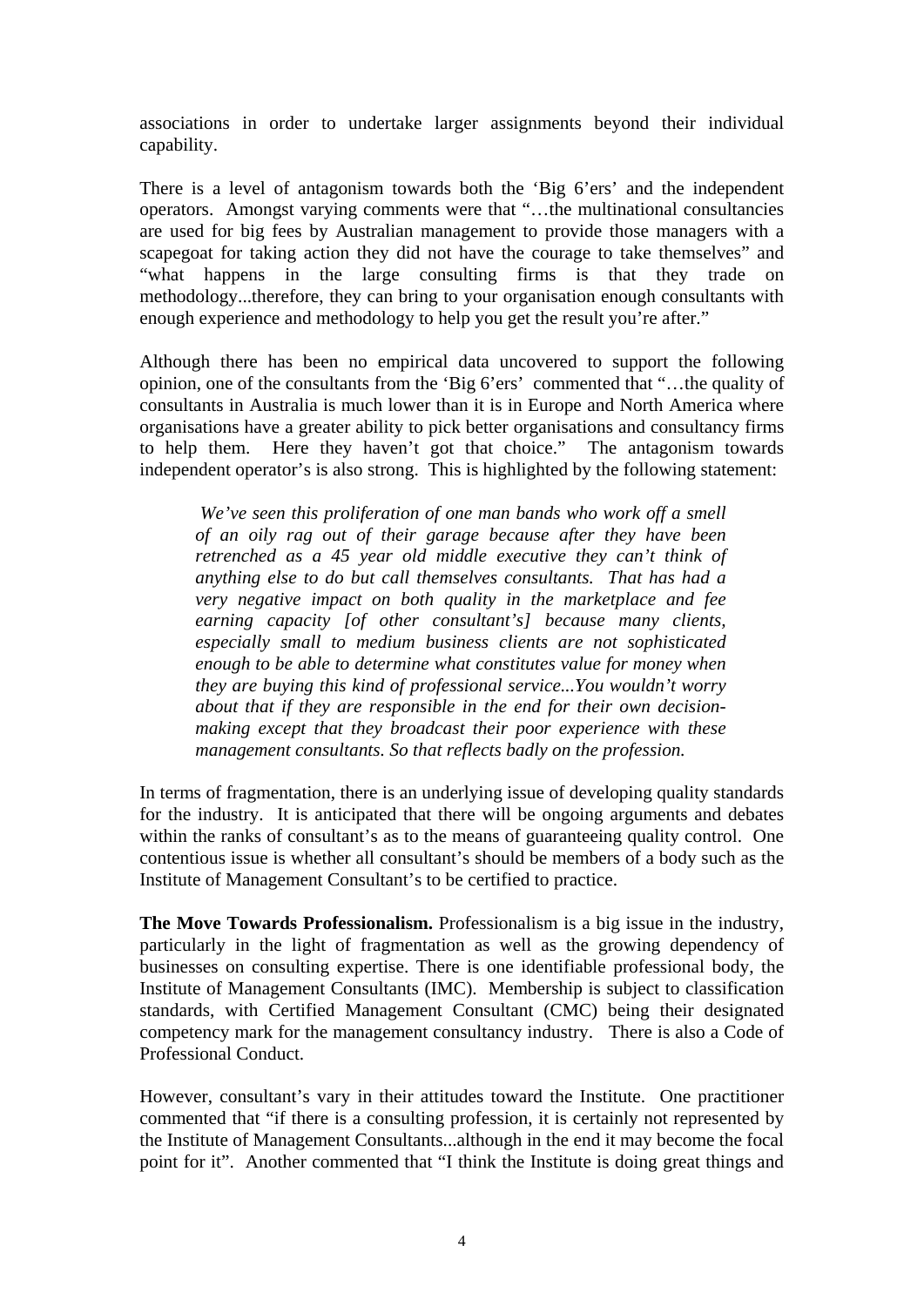associations in order to undertake larger assignments beyond their individual capability.

There is a level of antagonism towards both the 'Big 6'ers' and the independent operators. Amongst varying comments were that "…the multinational consultancies are used for big fees by Australian management to provide those managers with a scapegoat for taking action they did not have the courage to take themselves" and "what happens in the large consulting firms is that they trade on methodology...therefore, they can bring to your organisation enough consultants with enough experience and methodology to help you get the result you're after."

Although there has been no empirical data uncovered to support the following opinion, one of the consultants from the 'Big 6'ers' commented that "…the quality of consultants in Australia is much lower than it is in Europe and North America where organisations have a greater ability to pick better organisations and consultancy firms to help them. Here they haven't got that choice." The antagonism towards independent operator's is also strong. This is highlighted by the following statement:

> *We've seen this proliferation of one man bands who work off a smell of an oily rag out of their garage because after they have been retrenched as a 45 year old middle executive they can't think of anything else to do but call themselves consultants. That has had a very negative impact on both quality in the marketplace and fee earning capacity [of other consultant's] because many clients, especially small to medium business clients are not sophisticated enough to be able to determine what constitutes value for money when they are buying this kind of professional service...You wouldn't worry about that if they are responsible in the end for their own decision-making except that they broadcast their poor experience with these management consultants. So that reflects badly on the profession.*

In terms of fragmentation, there is an underlying issue of developing quality standards for the industry. It is anticipated that there will be ongoing arguments and debates within the ranks of consultant's as to the means of guaranteeing quality control. One contentious issue is whether all consultant's should be members of a body such as the Institute of Management Consultant's to be certified to practice.

**The Move Towards Professionalism.** Professionalism is a big issue in the industry, particularly in the light of fragmentation as well as the growing dependency of businesses on consulting expertise. There is one identifiable professional body, the Institute of Management Consultants (IMC). Membership is subject to classification standards, with Certified Management Consultant (CMC) being their designated competency mark for the management consultancy industry. There is also a Code of Professional Conduct.

However, consultant's vary in their attitudes toward the Institute. One practitioner commented that "if there is a consulting profession, it is certainly not represented by the Institute of Management Consultants...although in the end it may become the focal point for it". Another commented that "I think the Institute is doing great things and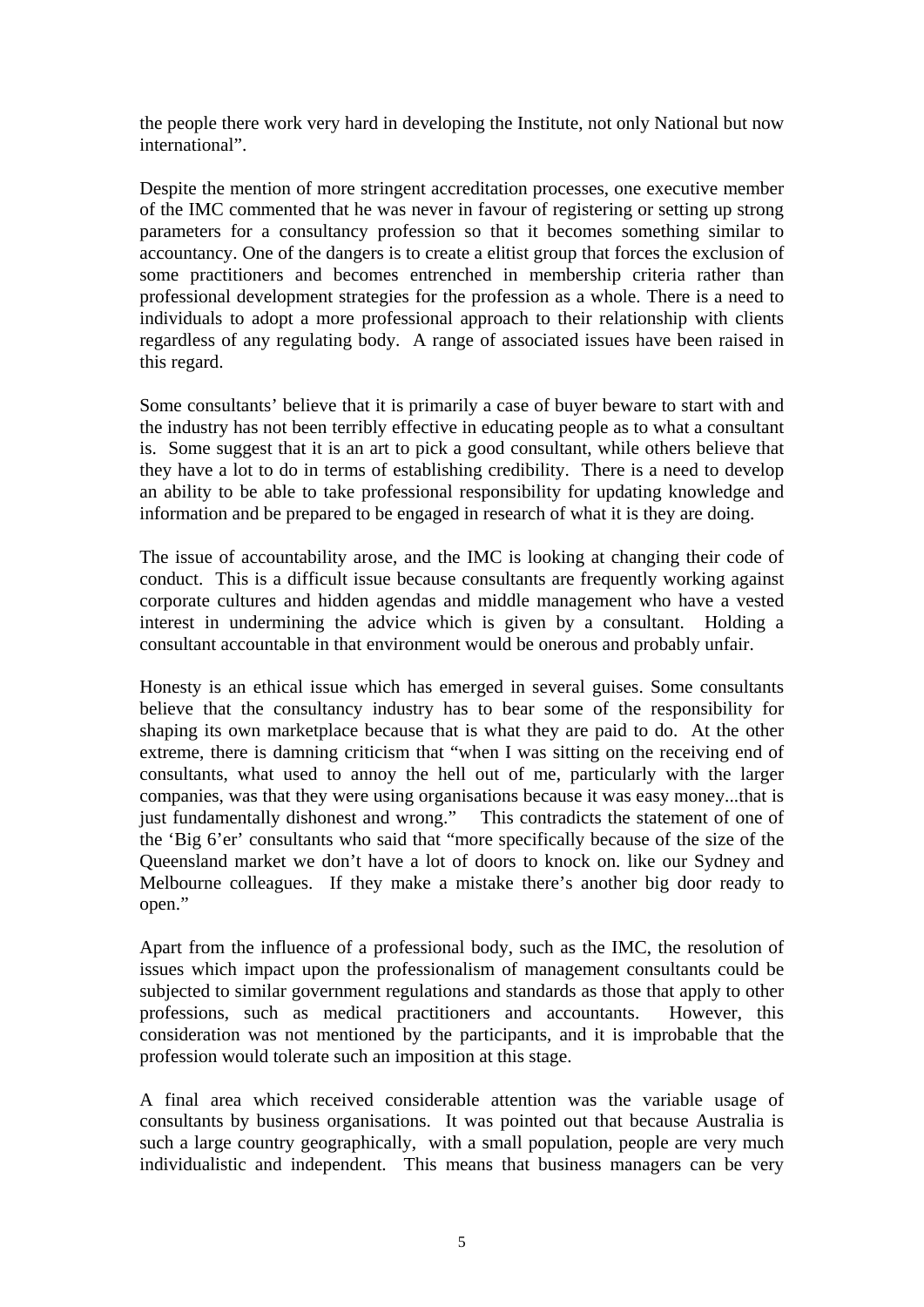the people there work very hard in developing the Institute, not only National but now international".

Despite the mention of more stringent accreditation processes, one executive member of the IMC commented that he was never in favour of registering or setting up strong parameters for a consultancy profession so that it becomes something similar to accountancy. One of the dangers is to create a elitist group that forces the exclusion of some practitioners and becomes entrenched in membership criteria rather than professional development strategies for the profession as a whole. There is a need to individuals to adopt a more professional approach to their relationship with clients regardless of any regulating body. A range of associated issues have been raised in this regard.

Some consultants' believe that it is primarily a case of buyer beware to start with and the industry has not been terribly effective in educating people as to what a consultant is. Some suggest that it is an art to pick a good consultant, while others believe that they have a lot to do in terms of establishing credibility. There is a need to develop an ability to be able to take professional responsibility for updating knowledge and information and be prepared to be engaged in research of what it is they are doing.

The issue of accountability arose, and the IMC is looking at changing their code of conduct. This is a difficult issue because consultants are frequently working against corporate cultures and hidden agendas and middle management who have a vested interest in undermining the advice which is given by a consultant. Holding a consultant accountable in that environment would be onerous and probably unfair.

Honesty is an ethical issue which has emerged in several guises. Some consultants believe that the consultancy industry has to bear some of the responsibility for shaping its own marketplace because that is what they are paid to do. At the other extreme, there is damning criticism that "when I was sitting on the receiving end of consultants, what used to annoy the hell out of me, particularly with the larger companies, was that they were using organisations because it was easy money...that is just fundamentally dishonest and wrong." This contradicts the statement of one of the 'Big 6'er' consultants who said that "more specifically because of the size of the Queensland market we don't have a lot of doors to knock on. like our Sydney and Melbourne colleagues. If they make a mistake there's another big door ready to open."

Apart from the influence of a professional body, such as the IMC, the resolution of issues which impact upon the professionalism of management consultants could be subjected to similar government regulations and standards as those that apply to other professions, such as medical practitioners and accountants. However, this consideration was not mentioned by the participants, and it is improbable that the profession would tolerate such an imposition at this stage.

A final area which received considerable attention was the variable usage of consultants by business organisations. It was pointed out that because Australia is such a large country geographically, with a small population, people are very much individualistic and independent. This means that business managers can be very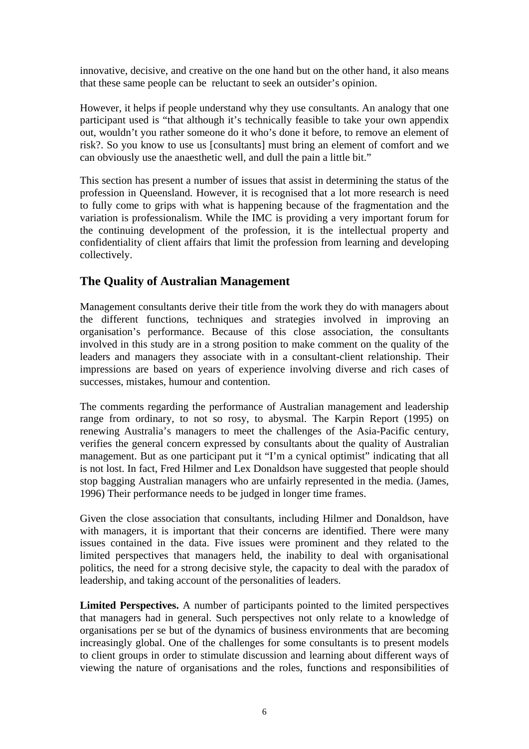innovative, decisive, and creative on the one hand but on the other hand, it also means that these same people can be reluctant to seek an outsider's opinion.

However, it helps if people understand why they use consultants. An analogy that one participant used is "that although it's technically feasible to take your own appendix out, wouldn't you rather someone do it who's done it before, to remove an element of risk?. So you know to use us [consultants] must bring an element of comfort and we can obviously use the anaesthetic well, and dull the pain a little bit."

This section has present a number of issues that assist in determining the status of the profession in Queensland. However, it is recognised that a lot more research is need to fully come to grips with what is happening because of the fragmentation and the variation is professionalism. While the IMC is providing a very important forum for the continuing development of the profession, it is the intellectual property and confidentiality of client affairs that limit the profession from learning and developing collectively.

## The Quality of Australian Management

Management consultants derive their title from the work they do with managers about the different functions, techniques and strategies involved in improving an organisation's performance. Because of this close association, the consultants involved in this study are in a strong position to make comment on the quality of the leaders and managers they associate with in a consultant-client relationship. Their impressions are based on years of experience involving diverse and rich cases of successes, mistakes, humour and contention.

The comments regarding the performance of Australian management and leadership range from ordinary, to not so rosy, to abysmal. The Karpin Report (1995) on renewing Australia's managers to meet the challenges of the Asia-Pacific century, verifies the general concern expressed by consultants about the quality of Australian management. But as one participant put it "I'm a cynical optimist" indicating that all is not lost. In fact, Fred Hilmer and Lex Donaldson have suggested that people should stop bagging Australian managers who are unfairly represented in the media. (James, 1996) Their performance needs to be judged in longer time frames.

Given the close association that consultants, including Hilmer and Donaldson, have with managers, it is important that their concerns are identified. There were many issues contained in the data. Five issues were prominent and they related to the limited perspectives that managers held, the inability to deal with organisational politics, the need for a strong decisive style, the capacity to deal with the paradox of leadership, and taking account of the personalities of leaders.

**Limited Perspectives.** A number of participants pointed to the limited perspectives that managers had in general. Such perspectives not only relate to a knowledge of organisations per se but of the dynamics of business environments that are becoming increasingly global. One of the challenges for some consultants is to present models to client groups in order to stimulate discussion and learning about different ways of viewing the nature of organisations and the roles, functions and responsibilities of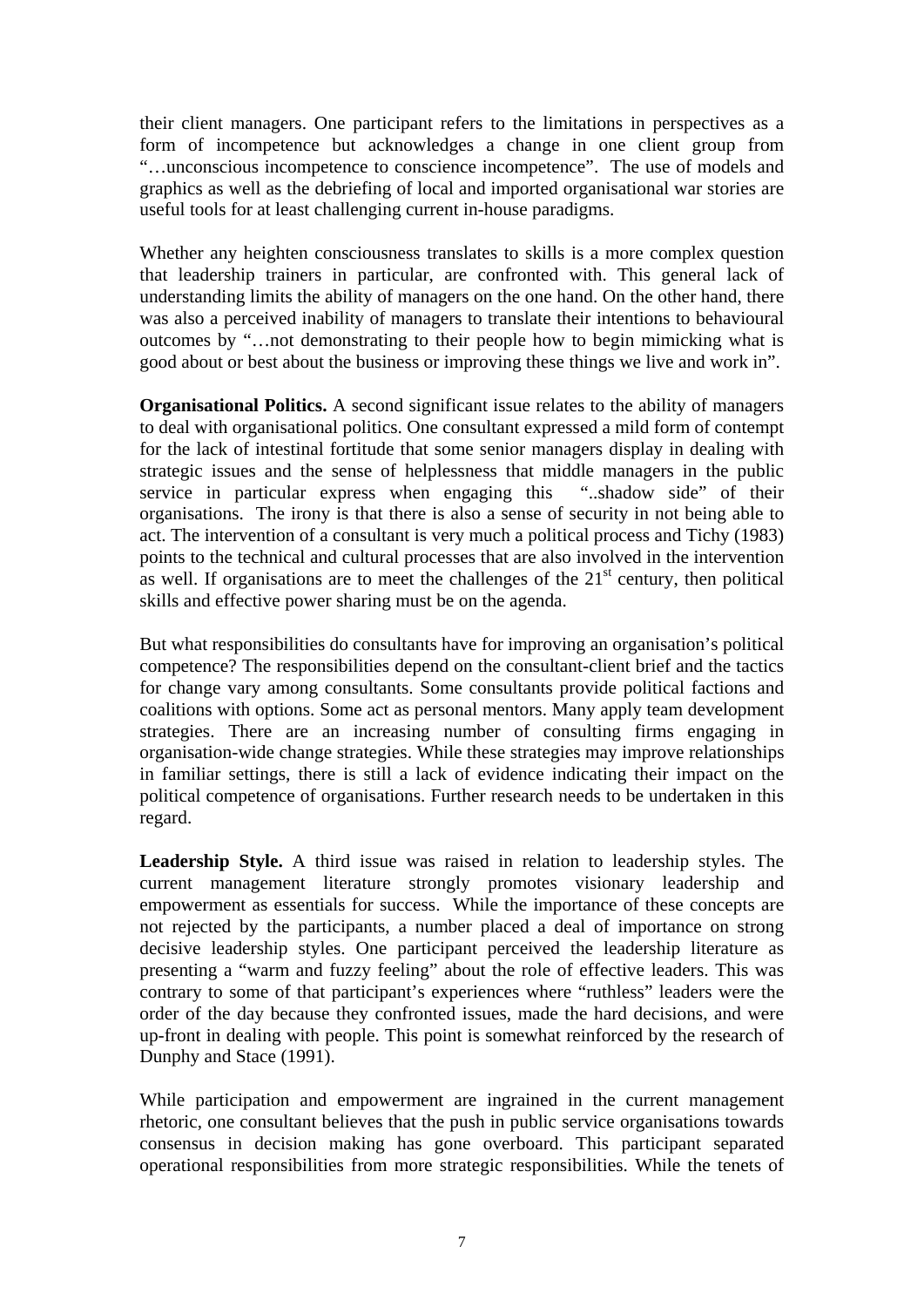their client managers. One participant refers to the limitations in perspectives as a form of incompetence but acknowledges a change in one client group from "…unconscious incompetence to conscience incompetence". The use of models and graphics as well as the debriefing of local and imported organisational war stories are useful tools for at least challenging current in-house paradigms.

Whether any heighten consciousness translates to skills is a more complex question that leadership trainers in particular, are confronted with. This general lack of understanding limits the ability of managers on the one hand. On the other hand, there was also a perceived inability of managers to translate their intentions to behavioural outcomes by "…not demonstrating to their people how to begin mimicking what is good about or best about the business or improving these things we live and work in".

**Organisational Politics.** A second significant issue relates to the ability of managers to deal with organisational politics. One consultant expressed a mild form of contempt for the lack of intestinal fortitude that some senior managers display in dealing with strategic issues and the sense of helplessness that middle managers in the public service in particular express when engaging this "..shadow side" of their organisations. The irony is that there is also a sense of security in not being able to act. The intervention of a consultant is very much a political process and Tichy (1983) points to the technical and cultural processes that are also involved in the intervention as well. If organisations are to meet the challenges of the 21st century, then political skills and effective power sharing must be on the agenda.

But what responsibilities do consultants have for improving an organisation's political competence? The responsibilities depend on the consultant-client brief and the tactics for change vary among consultants. Some consultants provide political factions and coalitions with options. Some act as personal mentors. Many apply team development strategies. There are an increasing number of consulting firms engaging in organisation-wide change strategies. While these strategies may improve relationships in familiar settings, there is still a lack of evidence indicating their impact on the political competence of organisations. Further research needs to be undertaken in this regard.

**Leadership Style.** A third issue was raised in relation to leadership styles. The current management literature strongly promotes visionary leadership and empowerment as essentials for success. While the importance of these concepts are not rejected by the participants, a number placed a deal of importance on strong decisive leadership styles. One participant perceived the leadership literature as presenting a "warm and fuzzy feeling" about the role of effective leaders. This was contrary to some of that participant's experiences where "ruthless" leaders were the order of the day because they confronted issues, made the hard decisions, and were up-front in dealing with people. This point is somewhat reinforced by the research of Dunphy and Stace (1991).

While participation and empowerment are ingrained in the current management rhetoric, one consultant believes that the push in public service organisations towards consensus in decision making has gone overboard. This participant separated operational responsibilities from more strategic responsibilities. While the tenets of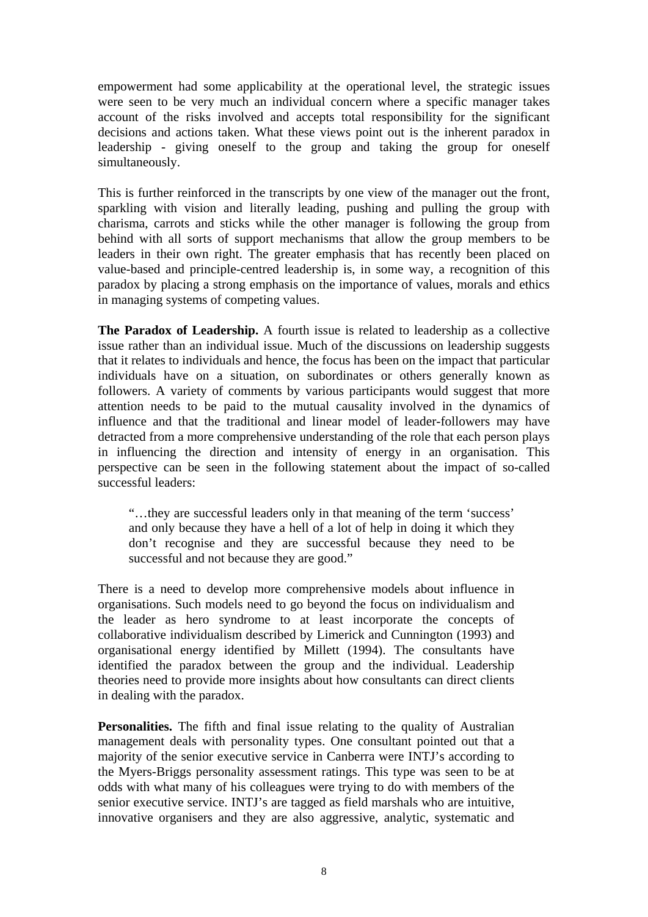empowerment had some applicability at the operational level, the strategic issues were seen to be very much an individual concern where a specific manager takes account of the risks involved and accepts total responsibility for the significant decisions and actions taken. What these views point out is the inherent paradox in leadership - giving oneself to the group and taking the group for oneself simultaneously.

This is further reinforced in the transcripts by one view of the manager out the front, sparkling with vision and literally leading, pushing and pulling the group with charisma, carrots and sticks while the other manager is following the group from behind with all sorts of support mechanisms that allow the group members to be leaders in their own right. The greater emphasis that has recently been placed on value-based and principle-centred leadership is, in some way, a recognition of this paradox by placing a strong emphasis on the importance of values, morals and ethics in managing systems of competing values.

**The Paradox of Leadership.** A fourth issue is related to leadership as a collective issue rather than an individual issue. Much of the discussions on leadership suggests that it relates to individuals and hence, the focus has been on the impact that particular individuals have on a situation, on subordinates or others generally known as followers. A variety of comments by various participants would suggest that more attention needs to be paid to the mutual causality involved in the dynamics of influence and that the traditional and linear model of leader-followers may have detracted from a more comprehensive understanding of the role that each person plays in influencing the direction and intensity of energy in an organisation. This perspective can be seen in the following statement about the impact of so-called successful leaders:

> "…they are successful leaders only in that meaning of the term 'success' and only because they have a hell of a lot of help in doing it which they don't recognise and they are successful because they need to be successful and not because they are good."

There is a need to develop more comprehensive models about influence in organisations. Such models need to go beyond the focus on individualism and the leader as hero syndrome to at least incorporate the concepts of collaborative individualism described by Limerick and Cunnington (1993) and organisational energy identified by Millett (1994). The consultants have identified the paradox between the group and the individual. Leadership theories need to provide more insights about how consultants can direct clients in dealing with the paradox.

**Personalities.** The fifth and final issue relating to the quality of Australian management deals with personality types. One consultant pointed out that a majority of the senior executive service in Canberra were INTJ's according to the Myers-Briggs personality assessment ratings. This type was seen to be at odds with what many of his colleagues were trying to do with members of the senior executive service. INTJ's are tagged as field marshals who are intuitive, innovative organisers and they are also aggressive, analytic, systematic and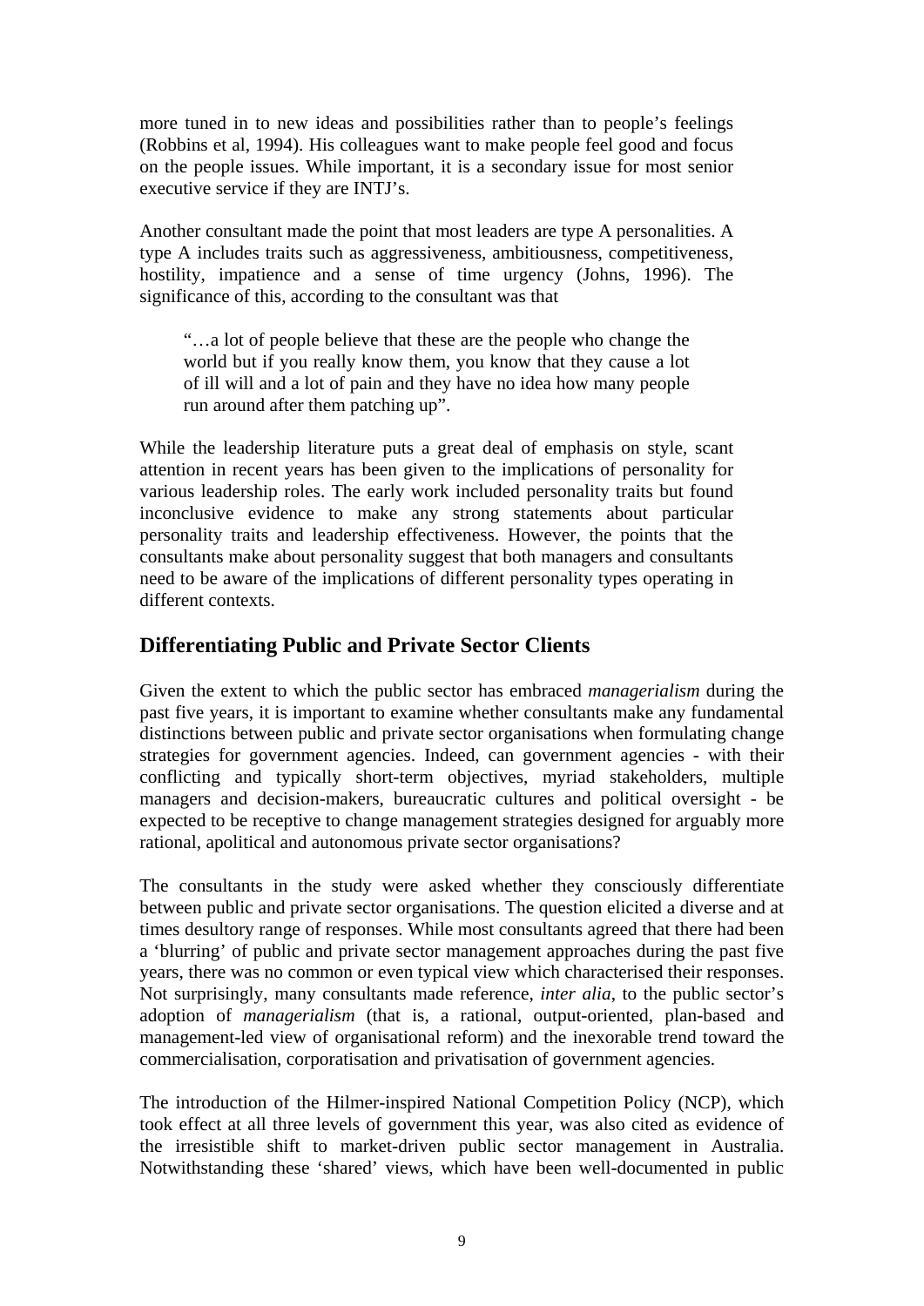more tuned in to new ideas and possibilities rather than to people's feelings (Robbins et al, 1994). His colleagues want to make people feel good and focus on the people issues. While important, it is a secondary issue for most senior executive service if they are INTJ's.

Another consultant made the point that most leaders are type A personalities. A type A includes traits such as aggressiveness, ambitiousness, competitiveness, hostility, impatience and a sense of time urgency (Johns, 1996). The significance of this, according to the consultant was that

> "…a lot of people believe that these are the people who change the world but if you really know them, you know that they cause a lot of ill will and a lot of pain and they have no idea how many people run around after them patching up".

While the leadership literature puts a great deal of emphasis on style, scant attention in recent years has been given to the implications of personality for various leadership roles. The early work included personality traits but found inconclusive evidence to make any strong statements about particular personality traits and leadership effectiveness. However, the points that the consultants make about personality suggest that both managers and consultants need to be aware of the implications of different personality types operating in different contexts.

## Differentiating Public and Private Sector Clients

Given the extent to which the public sector has embraced *managerialism* during the past five years, it is important to examine whether consultants make any fundamental distinctions between public and private sector organisations when formulating change strategies for government agencies. Indeed, can government agencies - with their conflicting and typically short-term objectives, myriad stakeholders, multiple managers and decision-makers, bureaucratic cultures and political oversight - be expected to be receptive to change management strategies designed for arguably more rational, apolitical and autonomous private sector organisations?

The consultants in the study were asked whether they consciously differentiate between public and private sector organisations. The question elicited a diverse and at times desultory range of responses. While most consultants agreed that there had been a 'blurring' of public and private sector management approaches during the past five years, there was no common or even typical view which characterised their responses. Not surprisingly, many consultants made reference, *inter alia*, to the public sector's adoption of *managerialism* (that is, a rational, output-oriented, plan-based and management-led view of organisational reform) and the inexorable trend toward the commercialisation, corporatisation and privatisation of government agencies.

The introduction of the Hilmer-inspired National Competition Policy (NCP), which took effect at all three levels of government this year, was also cited as evidence of the irresistible shift to market-driven public sector management in Australia. Notwithstanding these 'shared' views, which have been well-documented in public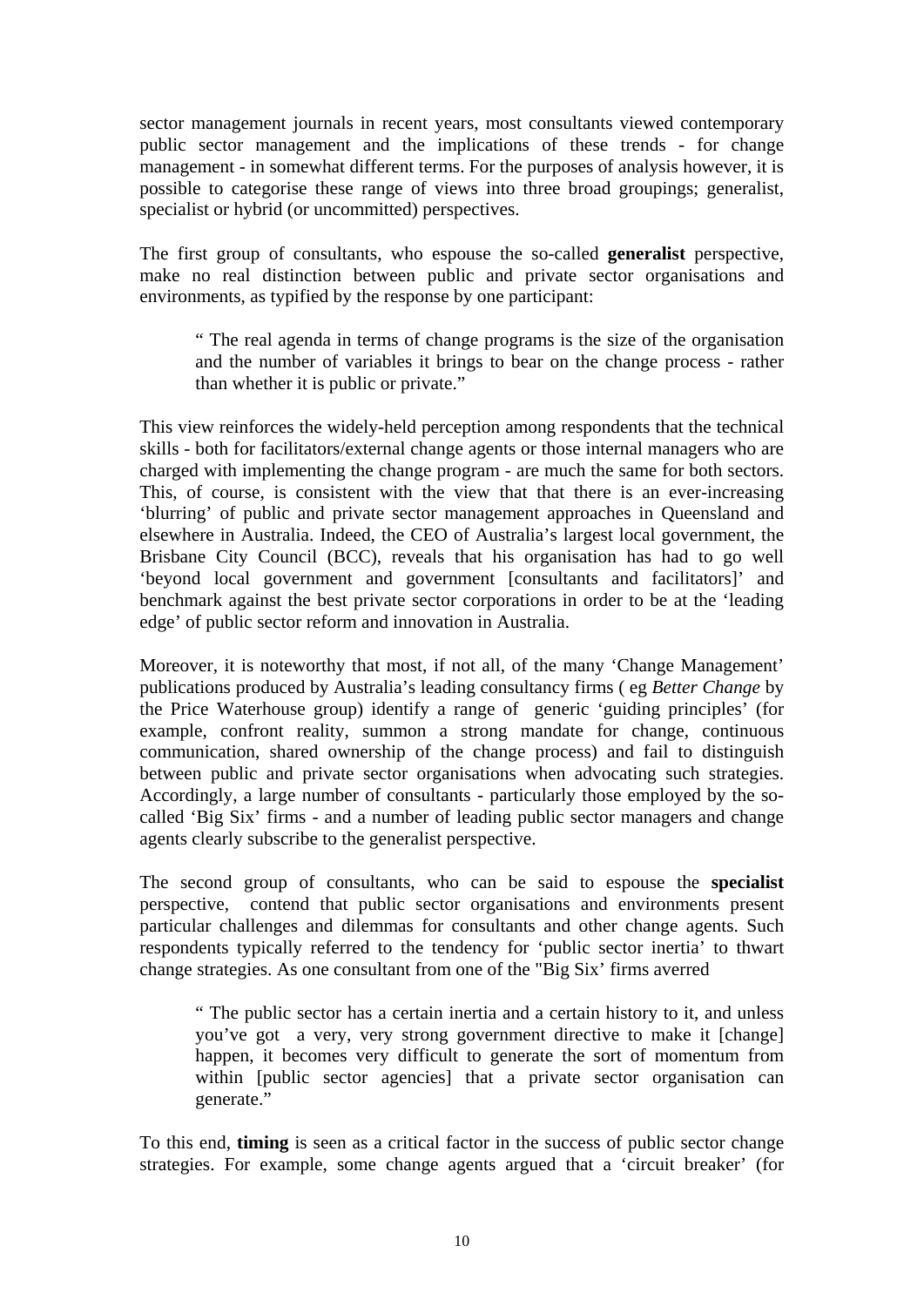sector management journals in recent years, most consultants viewed contemporary public sector management and the implications of these trends - for change management - in somewhat different terms. For the purposes of analysis however, it is possible to categorise these range of views into three broad groupings; generalist, specialist or hybrid (or uncommitted) perspectives.

The first group of consultants, who espouse the so-called **generalist** perspective, make no real distinction between public and private sector organisations and environments, as typified by the response by one participant:

> " The real agenda in terms of change programs is the size of the organisation and the number of variables it brings to bear on the change process - rather than whether it is public or private."

This view reinforces the widely-held perception among respondents that the technical skills - both for facilitators/external change agents or those internal managers who are charged with implementing the change program - are much the same for both sectors. This, of course, is consistent with the view that that there is an ever-increasing 'blurring' of public and private sector management approaches in Queensland and elsewhere in Australia. Indeed, the CEO of Australia's largest local government, the Brisbane City Council (BCC), reveals that his organisation has had to go well 'beyond local government and government [consultants and facilitators]' and benchmark against the best private sector corporations in order to be at the 'leading edge' of public sector reform and innovation in Australia.

Moreover, it is noteworthy that most, if not all, of the many 'Change Management' publications produced by Australia's leading consultancy firms ( eg *Better Change* by the Price Waterhouse group) identify a range of generic 'guiding principles' (for example, confront reality, summon a strong mandate for change, continuous communication, shared ownership of the change process) and fail to distinguish between public and private sector organisations when advocating such strategies. Accordingly, a large number of consultants - particularly those employed by the so-called 'Big Six' firms - and a number of leading public sector managers and change agents clearly subscribe to the generalist perspective.

The second group of consultants, who can be said to espouse the **specialist** perspective, contend that public sector organisations and environments present particular challenges and dilemmas for consultants and other change agents. Such respondents typically referred to the tendency for 'public sector inertia' to thwart change strategies. As one consultant from one of the "Big Six' firms averred

> " The public sector has a certain inertia and a certain history to it, and unless you've got a very, very strong government directive to make it [change] happen, it becomes very difficult to generate the sort of momentum from within [public sector agencies] that a private sector organisation can generate."

To this end, **timing** is seen as a critical factor in the success of public sector change strategies. For example, some change agents argued that a 'circuit breaker' (for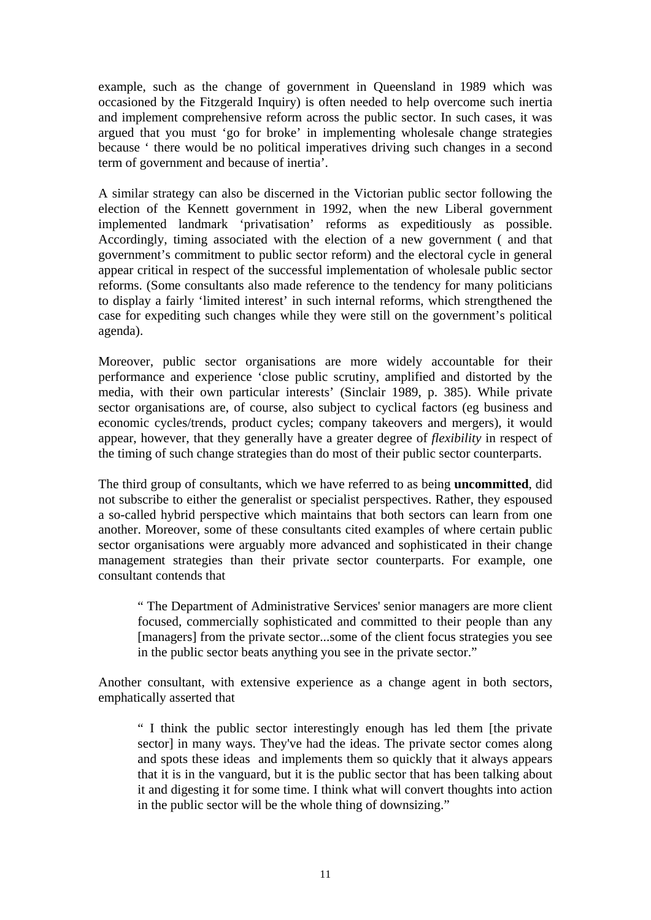example, such as the change of government in Queensland in 1989 which was occasioned by the Fitzgerald Inquiry) is often needed to help overcome such inertia and implement comprehensive reform across the public sector. In such cases, it was argued that you must 'go for broke' in implementing wholesale change strategies because ' there would be no political imperatives driving such changes in a second term of government and because of inertia'.

A similar strategy can also be discerned in the Victorian public sector following the election of the Kennett government in 1992, when the new Liberal government implemented landmark 'privatisation' reforms as expeditiously as possible. Accordingly, timing associated with the election of a new government ( and that government's commitment to public sector reform) and the electoral cycle in general appear critical in respect of the successful implementation of wholesale public sector reforms. (Some consultants also made reference to the tendency for many politicians to display a fairly 'limited interest' in such internal reforms, which strengthened the case for expediting such changes while they were still on the government's political agenda).

Moreover, public sector organisations are more widely accountable for their performance and experience 'close public scrutiny, amplified and distorted by the media, with their own particular interests' (Sinclair 1989, p. 385). While private sector organisations are, of course, also subject to cyclical factors (eg business and economic cycles/trends, product cycles; company takeovers and mergers), it would appear, however, that they generally have a greater degree of *flexibility* in respect of the timing of such change strategies than do most of their public sector counterparts.

The third group of consultants, which we have referred to as being **uncommitted**, did not subscribe to either the generalist or specialist perspectives. Rather, they espoused a so-called hybrid perspective which maintains that both sectors can learn from one another. Moreover, some of these consultants cited examples of where certain public sector organisations were arguably more advanced and sophisticated in their change management strategies than their private sector counterparts. For example, one consultant contends that

> " The Department of Administrative Services' senior managers are more client focused, commercially sophisticated and committed to their people than any [managers] from the private sector...some of the client focus strategies you see in the public sector beats anything you see in the private sector."

Another consultant, with extensive experience as a change agent in both sectors, emphatically asserted that

> " I think the public sector interestingly enough has led them [the private sector] in many ways. They've had the ideas. The private sector comes along and spots these ideas and implements them so quickly that it always appears that it is in the vanguard, but it is the public sector that has been talking about it and digesting it for some time. I think what will convert thoughts into action in the public sector will be the whole thing of downsizing."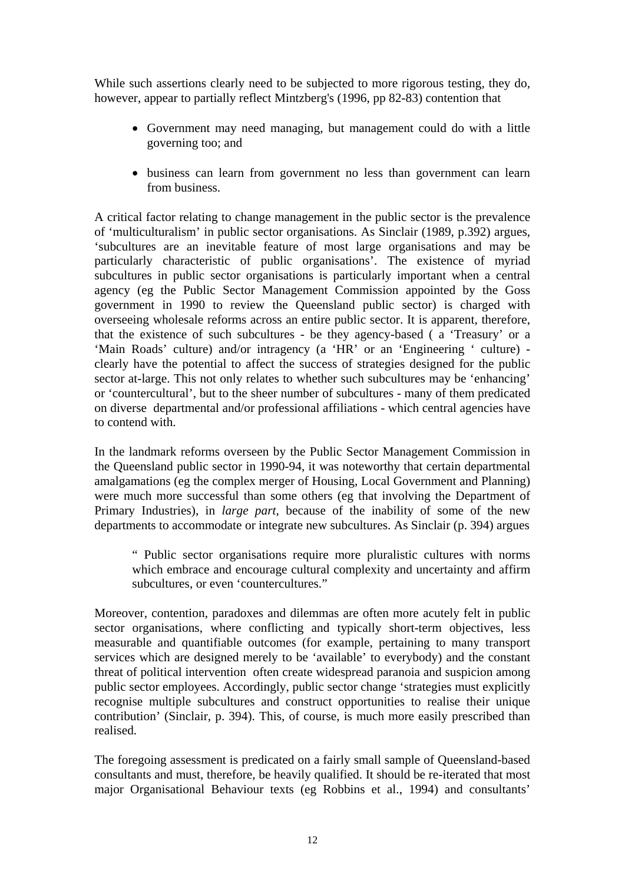While such assertions clearly need to be subjected to more rigorous testing, they do, however, appear to partially reflect Mintzberg's (1996, pp 82-83) contention that

- Government may need managing, but management could do with a little governing too; and
- business can learn from government no less than government can learn from business.

A critical factor relating to change management in the public sector is the prevalence of 'multiculturalism' in public sector organisations. As Sinclair (1989, p.392) argues, 'subcultures are an inevitable feature of most large organisations and may be particularly characteristic of public organisations'. The existence of myriad subcultures in public sector organisations is particularly important when a central agency (eg the Public Sector Management Commission appointed by the Goss government in 1990 to review the Queensland public sector) is charged with overseeing wholesale reforms across an entire public sector. It is apparent, therefore, that the existence of such subcultures - be they agency-based ( a 'Treasury' or a 'Main Roads' culture) and/or intragency (a 'HR' or an 'Engineering ' culture) - clearly have the potential to affect the success of strategies designed for the public sector at-large. This not only relates to whether such subcultures may be 'enhancing' or 'countercultural', but to the sheer number of subcultures - many of them predicated on diverse departmental and/or professional affiliations - which central agencies have to contend with.

In the landmark reforms overseen by the Public Sector Management Commission in the Queensland public sector in 1990-94, it was noteworthy that certain departmental amalgamations (eg the complex merger of Housing, Local Government and Planning) were much more successful than some others (eg that involving the Department of Primary Industries), in *large part*, because of the inability of some of the new departments to accommodate or integrate new subcultures. As Sinclair (p. 394) argues

> " Public sector organisations require more pluralistic cultures with norms which embrace and encourage cultural complexity and uncertainty and affirm subcultures, or even 'countercultures."

Moreover, contention, paradoxes and dilemmas are often more acutely felt in public sector organisations, where conflicting and typically short-term objectives, less measurable and quantifiable outcomes (for example, pertaining to many transport services which are designed merely to be 'available' to everybody) and the constant threat of political intervention often create widespread paranoia and suspicion among public sector employees. Accordingly, public sector change 'strategies must explicitly recognise multiple subcultures and construct opportunities to realise their unique contribution' (Sinclair, p. 394). This, of course, is much more easily prescribed than realised.

The foregoing assessment is predicated on a fairly small sample of Queensland-based consultants and must, therefore, be heavily qualified. It should be re-iterated that most major Organisational Behaviour texts (eg Robbins et al., 1994) and consultants'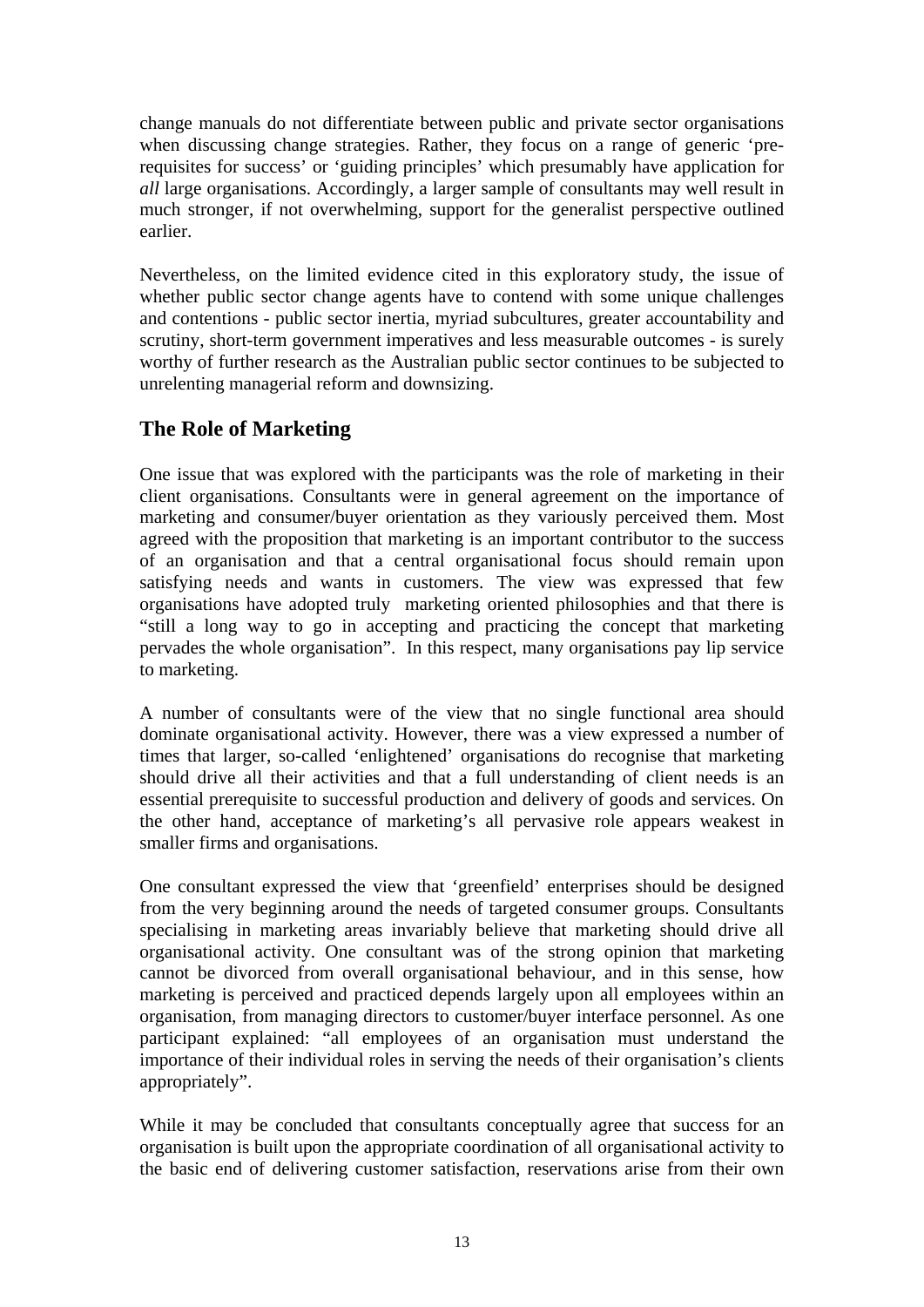change manuals do not differentiate between public and private sector organisations when discussing change strategies. Rather, they focus on a range of generic 'pre-requisites for success' or 'guiding principles' which presumably have application for *all* large organisations. Accordingly, a larger sample of consultants may well result in much stronger, if not overwhelming, support for the generalist perspective outlined earlier.

Nevertheless, on the limited evidence cited in this exploratory study, the issue of whether public sector change agents have to contend with some unique challenges and contentions - public sector inertia, myriad subcultures, greater accountability and scrutiny, short-term government imperatives and less measurable outcomes - is surely worthy of further research as the Australian public sector continues to be subjected to unrelenting managerial reform and downsizing.

## The Role of Marketing

One issue that was explored with the participants was the role of marketing in their client organisations. Consultants were in general agreement on the importance of marketing and consumer/buyer orientation as they variously perceived them. Most agreed with the proposition that marketing is an important contributor to the success of an organisation and that a central organisational focus should remain upon satisfying needs and wants in customers. The view was expressed that few organisations have adopted truly marketing oriented philosophies and that there is "still a long way to go in accepting and practicing the concept that marketing pervades the whole organisation". In this respect, many organisations pay lip service to marketing.

A number of consultants were of the view that no single functional area should dominate organisational activity. However, there was a view expressed a number of times that larger, so-called 'enlightened' organisations do recognise that marketing should drive all their activities and that a full understanding of client needs is an essential prerequisite to successful production and delivery of goods and services. On the other hand, acceptance of marketing's all pervasive role appears weakest in smaller firms and organisations.

One consultant expressed the view that 'greenfield' enterprises should be designed from the very beginning around the needs of targeted consumer groups. Consultants specialising in marketing areas invariably believe that marketing should drive all organisational activity. One consultant was of the strong opinion that marketing cannot be divorced from overall organisational behaviour, and in this sense, how marketing is perceived and practiced depends largely upon all employees within an organisation, from managing directors to customer/buyer interface personnel. As one participant explained: "all employees of an organisation must understand the importance of their individual roles in serving the needs of their organisation's clients appropriately".

While it may be concluded that consultants conceptually agree that success for an organisation is built upon the appropriate coordination of all organisational activity to the basic end of delivering customer satisfaction, reservations arise from their own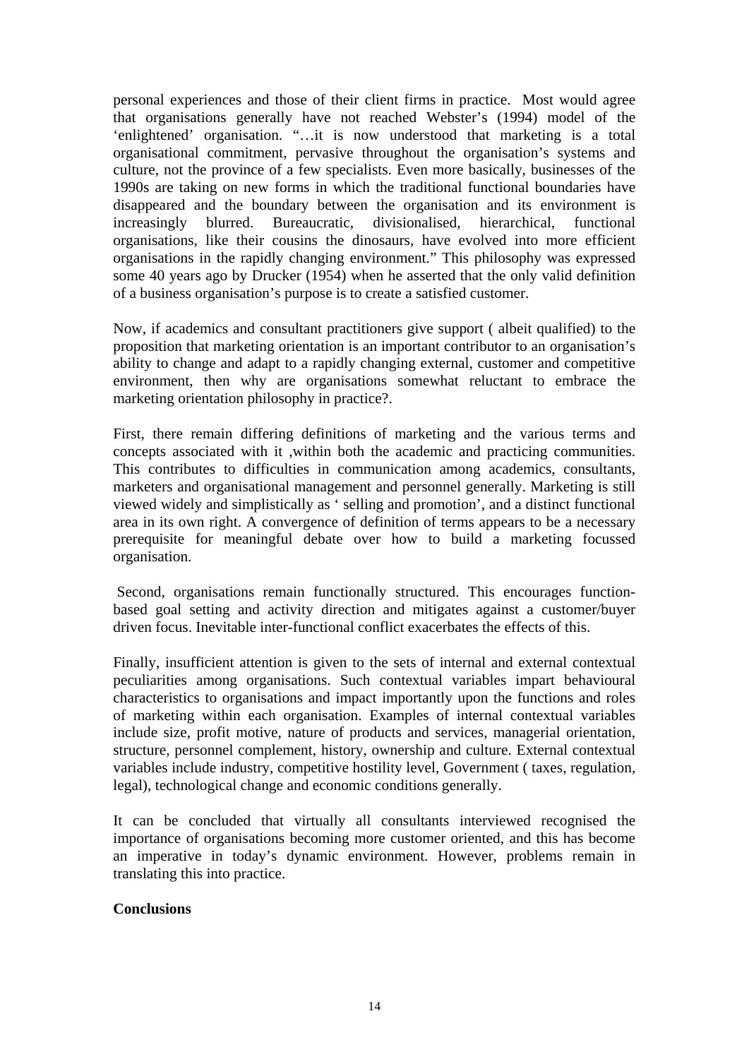personal experiences and those of their client firms in practice. Most would agree that organisations generally have not reached Webster's (1994) model of the 'enlightened' organisation. "…it is now understood that marketing is a total organisational commitment, pervasive throughout the organisation's systems and culture, not the province of a few specialists. Even more basically, businesses of the 1990s are taking on new forms in which the traditional functional boundaries have disappeared and the boundary between the organisation and its environment is increasingly blurred. Bureaucratic, divisionalised, hierarchical, functional organisations, like their cousins the dinosaurs, have evolved into more efficient organisations in the rapidly changing environment." This philosophy was expressed some 40 years ago by Drucker (1954) when he asserted that the only valid definition of a business organisation's purpose is to create a satisfied customer.

Now, if academics and consultant practitioners give support ( albeit qualified) to the proposition that marketing orientation is an important contributor to an organisation's ability to change and adapt to a rapidly changing external, customer and competitive environment, then why are organisations somewhat reluctant to embrace the marketing orientation philosophy in practice?.

First, there remain differing definitions of marketing and the various terms and concepts associated with it ,within both the academic and practicing communities. This contributes to difficulties in communication among academics, consultants, marketers and organisational management and personnel generally. Marketing is still viewed widely and simplistically as ' selling and promotion', and a distinct functional area in its own right. A convergence of definition of terms appears to be a necessary prerequisite for meaningful debate over how to build a marketing focussed organisation.

Second, organisations remain functionally structured. This encourages function-based goal setting and activity direction and mitigates against a customer/buyer driven focus. Inevitable inter-functional conflict exacerbates the effects of this.

Finally, insufficient attention is given to the sets of internal and external contextual peculiarities among organisations. Such contextual variables impart behavioural characteristics to organisations and impact importantly upon the functions and roles of marketing within each organisation. Examples of internal contextual variables include size, profit motive, nature of products and services, managerial orientation, structure, personnel complement, history, ownership and culture. External contextual variables include industry, competitive hostility level, Government ( taxes, regulation, legal), technological change and economic conditions generally.

It can be concluded that virtually all consultants interviewed recognised the importance of organisations becoming more customer oriented, and this has become an imperative in today's dynamic environment. However, problems remain in translating this into practice.

**Conclusions**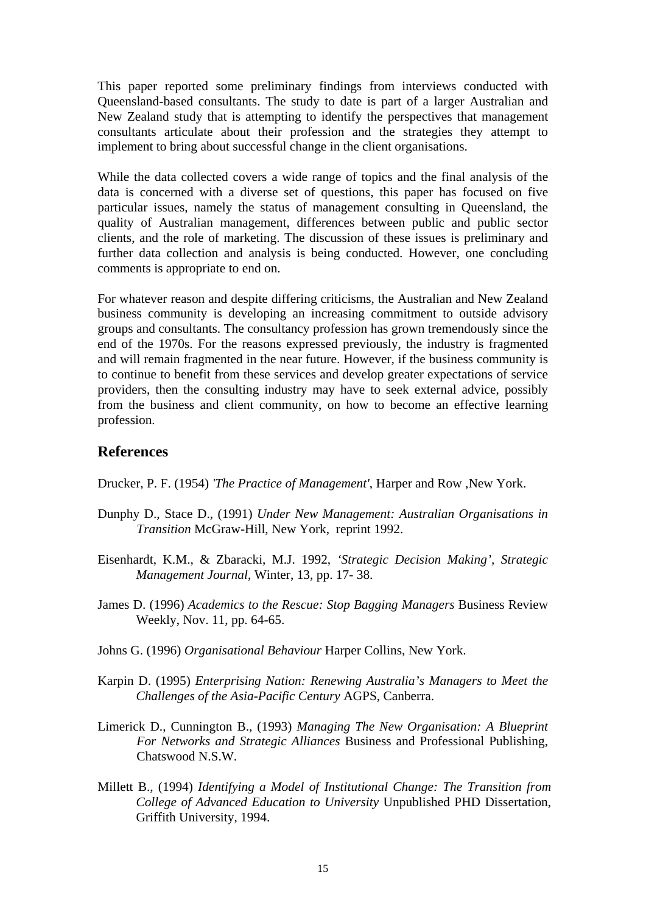This paper reported some preliminary findings from interviews conducted with Queensland-based consultants. The study to date is part of a larger Australian and New Zealand study that is attempting to identify the perspectives that management consultants articulate about their profession and the strategies they attempt to implement to bring about successful change in the client organisations.

While the data collected covers a wide range of topics and the final analysis of the data is concerned with a diverse set of questions, this paper has focused on five particular issues, namely the status of management consulting in Queensland, the quality of Australian management, differences between public and public sector clients, and the role of marketing. The discussion of these issues is preliminary and further data collection and analysis is being conducted. However, one concluding comments is appropriate to end on.

For whatever reason and despite differing criticisms, the Australian and New Zealand business community is developing an increasing commitment to outside advisory groups and consultants. The consultancy profession has grown tremendously since the end of the 1970s. For the reasons expressed previously, the industry is fragmented and will remain fragmented in the near future. However, if the business community is to continue to benefit from these services and develop greater expectations of service providers, then the consulting industry may have to seek external advice, possibly from the business and client community, on how to become an effective learning profession.

## References

Drucker, P. F. (1954) *'The Practice of Management'*, Harper and Row ,New York.

Dunphy D., Stace D., (1991) *Under New Management: Australian Organisations in Transition* McGraw-Hill, New York, reprint 1992.

Eisenhardt, K.M., & Zbaracki, M.J. 1992, *'Strategic Decision Making'*, *Strategic Management Journal*, Winter, 13, pp. 17- 38.

James D. (1996) *Academics to the Rescue: Stop Bagging Managers* Business Review Weekly, Nov. 11, pp. 64-65.

Johns G. (1996) *Organisational Behaviour* Harper Collins, New York.

Karpin D. (1995) *Enterprising Nation: Renewing Australia's Managers to Meet the Challenges of the Asia-Pacific Century* AGPS, Canberra.

Limerick D., Cunnington B., (1993) *Managing The New Organisation: A Blueprint For Networks and Strategic Alliances* Business and Professional Publishing, Chatswood N.S.W.

Millett B., (1994) *Identifying a Model of Institutional Change: The Transition from College of Advanced Education to University* Unpublished PHD Dissertation, Griffith University, 1994.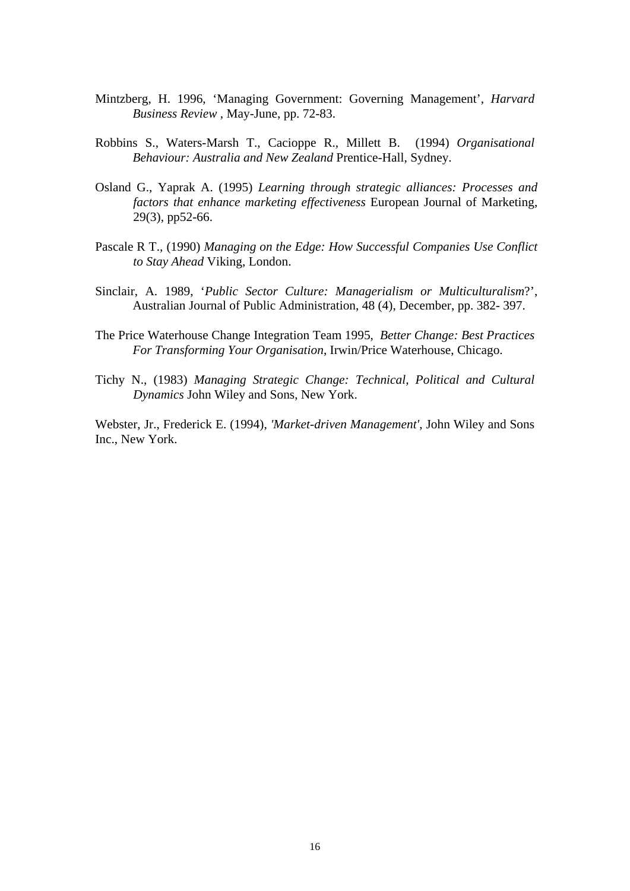Mintzberg, H. 1996, 'Managing Government: Governing Management', *Harvard Business Review* , May-June, pp. 72-83.

Robbins S., Waters-Marsh T., Cacioppe R., Millett B. (1994) *Organisational Behaviour: Australia and New Zealand* Prentice-Hall, Sydney.

Osland G., Yaprak A. (1995) *Learning through strategic alliances: Processes and factors that enhance marketing effectiveness* European Journal of Marketing, 29(3), pp52-66.

Pascale R T., (1990) *Managing on the Edge: How Successful Companies Use Conflict to Stay Ahead* Viking, London.

Sinclair, A. 1989, '*Public Sector Culture: Managerialism or Multiculturalism*?', Australian Journal of Public Administration, 48 (4), December, pp. 382- 397.

The Price Waterhouse Change Integration Team 1995, *Better Change: Best Practices For Transforming Your Organisation*, Irwin/Price Waterhouse, Chicago.

Tichy N., (1983) *Managing Strategic Change: Technical, Political and Cultural Dynamics* John Wiley and Sons, New York.

Webster, Jr., Frederick E. (1994), *'Market-driven Management'*, John Wiley and Sons Inc., New York.